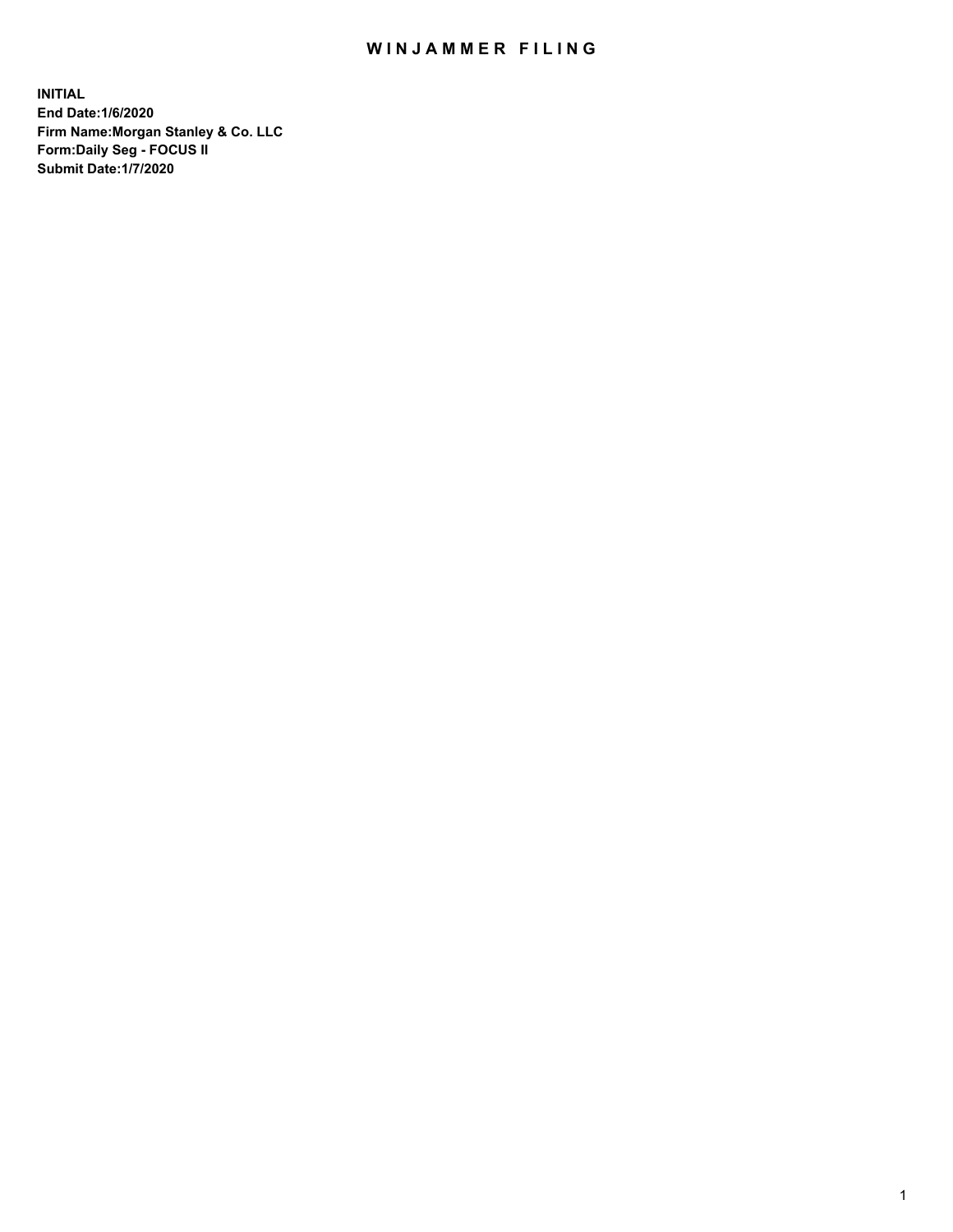# WINJAMMER FILING

**INITIAL**
**End Date:1/6/2020**
**Firm Name:Morgan Stanley & Co. LLC**
**Form:Daily Seg - FOCUS II**
**Submit Date:1/7/2020**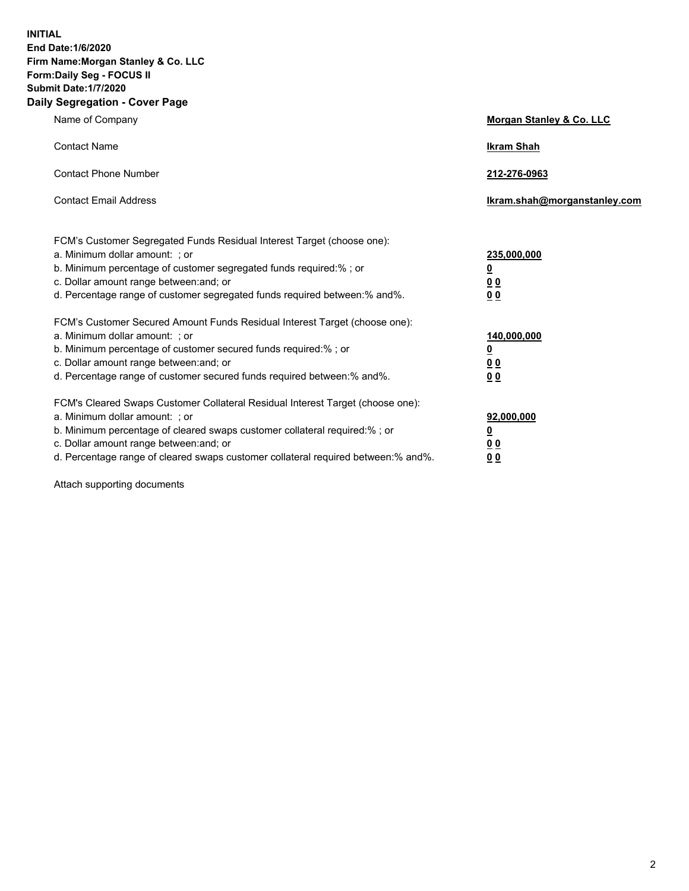**INITIAL**
**End Date:1/6/2020**
**Firm Name:Morgan Stanley & Co. LLC**
**Form:Daily Seg - FOCUS II**
**Submit Date:1/7/2020**

## Daily Segregation - Cover Page

| | |
|---|---|
| Name of Company | **Morgan Stanley & Co. LLC** |
| Contact Name | **Ikram Shah** |
| Contact Phone Number | **212-276-0963** |
| Contact Email Address | **Ikram.shah@morganstanley.com** |

| | |
|---|---|
| FCM's Customer Segregated Funds Residual Interest Target (choose one): | |
| a. Minimum dollar amount: ; or | **235,000,000** |
| b. Minimum percentage of customer segregated funds required:% ; or | **0** |
| c. Dollar amount range between:and; or | **0 0** |
| d. Percentage range of customer segregated funds required between:% and%. | **0 0** |
| FCM's Customer Secured Amount Funds Residual Interest Target (choose one): | |
| a. Minimum dollar amount: ; or | **140,000,000** |
| b. Minimum percentage of customer secured funds required:% ; or | **0** |
| c. Dollar amount range between:and; or | **0 0** |
| d. Percentage range of customer secured funds required between:% and%. | **0 0** |
| FCM's Cleared Swaps Customer Collateral Residual Interest Target (choose one): | |
| a. Minimum dollar amount: ; or | **92,000,000** |
| b. Minimum percentage of cleared swaps customer collateral required:% ; or | **0** |
| c. Dollar amount range between:and; or | **0 0** |
| d. Percentage range of cleared swaps customer collateral required between:% and%. | **0 0** |

Attach supporting documents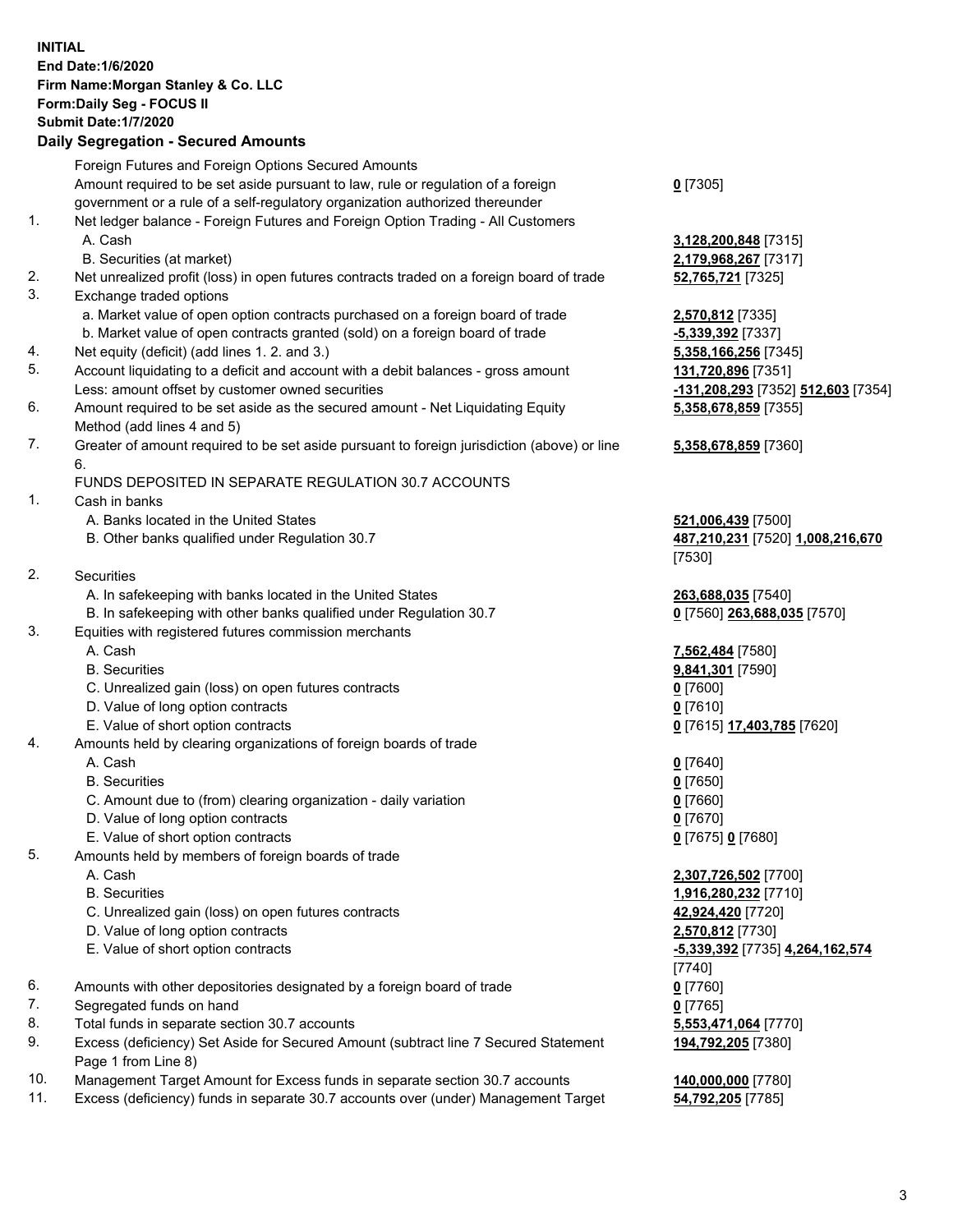**INITIAL**
**End Date:1/6/2020**
**Firm Name:Morgan Stanley & Co. LLC**
**Form:Daily Seg - FOCUS II**
**Submit Date:1/7/2020**

## Daily Segregation - Secured Amounts

| | | |
|---|---|---|
| | Foreign Futures and Foreign Options Secured Amounts | |
| | Amount required to be set aside pursuant to law, rule or regulation of a foreign government or a rule of a self-regulatory organization authorized thereunder | **0** [7305] |
| 1. | Net ledger balance - Foreign Futures and Foreign Option Trading - All Customers | |
| | A. Cash | **3,128,200,848** [7315] |
| | B. Securities (at market) | **2,179,968,267** [7317] |
| 2. | Net unrealized profit (loss) in open futures contracts traded on a foreign board of trade | **52,765,721** [7325] |
| 3. | Exchange traded options | |
| | a. Market value of open option contracts purchased on a foreign board of trade | **2,570,812** [7335] |
| | b. Market value of open contracts granted (sold) on a foreign board of trade | **-5,339,392** [7337] |
| 4. | Net equity (deficit) (add lines 1. 2. and 3.) | **5,358,166,256** [7345] |
| 5. | Account liquidating to a deficit and account with a debit balances - gross amount | **131,720,896** [7351] |
| | Less: amount offset by customer owned securities | **-131,208,293** [7352] **512,603** [7354] |
| 6. | Amount required to be set aside as the secured amount - Net Liquidating Equity Method (add lines 4 and 5) | **5,358,678,859** [7355] |
| 7. | Greater of amount required to be set aside pursuant to foreign jurisdiction (above) or line 6. | **5,358,678,859** [7360] |
| | FUNDS DEPOSITED IN SEPARATE REGULATION 30.7 ACCOUNTS | |
| 1. | Cash in banks | |
| | A. Banks located in the United States | **521,006,439** [7500] |
| | B. Other banks qualified under Regulation 30.7 | **487,210,231** [7520] **1,008,216,670** [7530] |
| 2. | Securities | |
| | A. In safekeeping with banks located in the United States | **263,688,035** [7540] |
| | B. In safekeeping with other banks qualified under Regulation 30.7 | **0** [7560] **263,688,035** [7570] |
| 3. | Equities with registered futures commission merchants | |
| | A. Cash | **7,562,484** [7580] |
| | B. Securities | **9,841,301** [7590] |
| | C. Unrealized gain (loss) on open futures contracts | **0** [7600] |
| | D. Value of long option contracts | **0** [7610] |
| | E. Value of short option contracts | **0** [7615] **17,403,785** [7620] |
| 4. | Amounts held by clearing organizations of foreign boards of trade | |
| | A. Cash | **0** [7640] |
| | B. Securities | **0** [7650] |
| | C. Amount due to (from) clearing organization - daily variation | **0** [7660] |
| | D. Value of long option contracts | **0** [7670] |
| | E. Value of short option contracts | **0** [7675] **0** [7680] |
| 5. | Amounts held by members of foreign boards of trade | |
| | A. Cash | **2,307,726,502** [7700] |
| | B. Securities | **1,916,280,232** [7710] |
| | C. Unrealized gain (loss) on open futures contracts | **42,924,420** [7720] |
| | D. Value of long option contracts | **2,570,812** [7730] |
| | E. Value of short option contracts | **-5,339,392** [7735] **4,264,162,574** [7740] |
| 6. | Amounts with other depositories designated by a foreign board of trade | **0** [7760] |
| 7. | Segregated funds on hand | **0** [7765] |
| 8. | Total funds in separate section 30.7 accounts | **5,553,471,064** [7770] |
| 9. | Excess (deficiency) Set Aside for Secured Amount (subtract line 7 Secured Statement Page 1 from Line 8) | **194,792,205** [7380] |
| 10. | Management Target Amount for Excess funds in separate section 30.7 accounts | **140,000,000** [7780] |
| 11. | Excess (deficiency) funds in separate 30.7 accounts over (under) Management Target | **54,792,205** [7785] |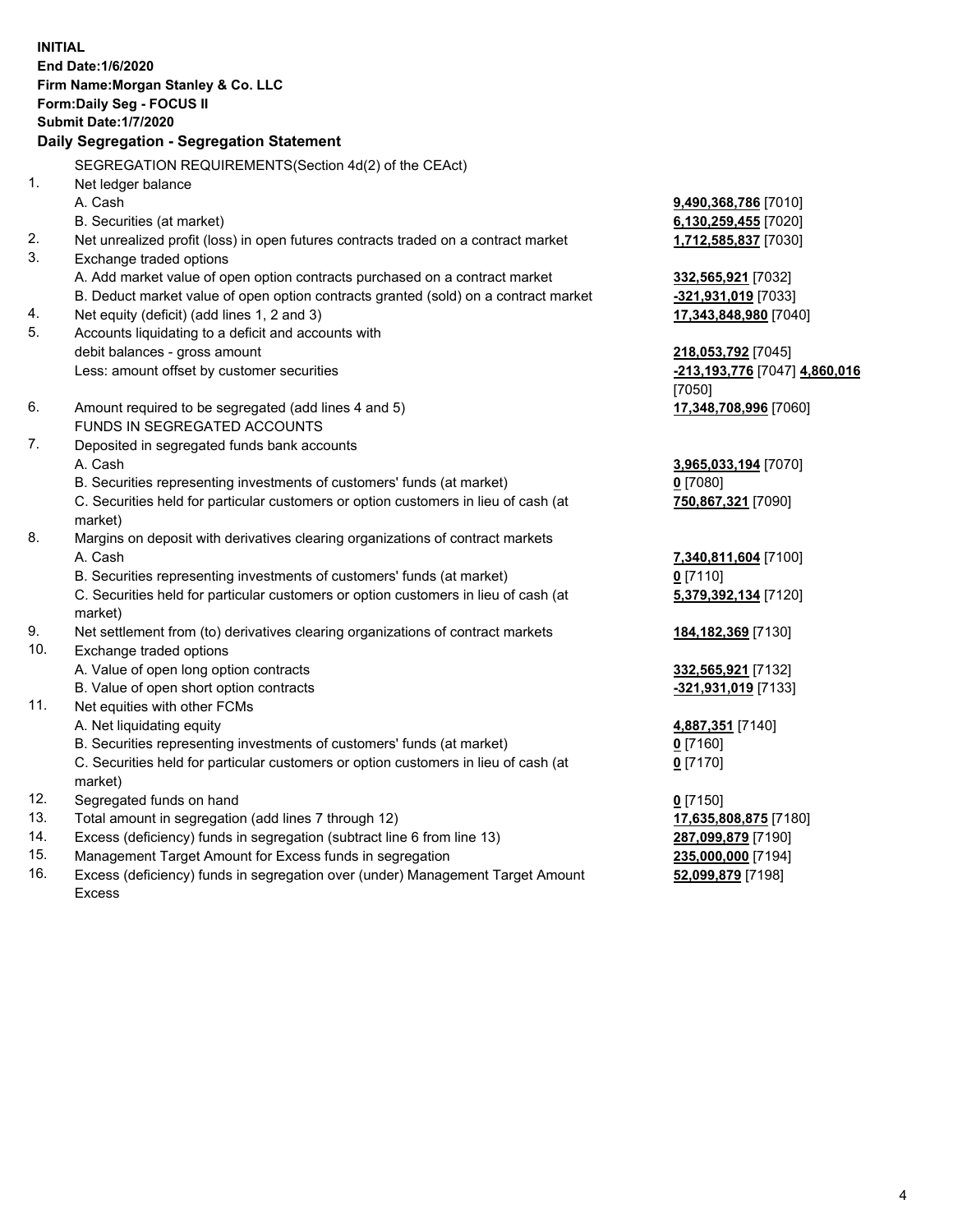**INITIAL**
**End Date:1/6/2020**
**Firm Name:Morgan Stanley & Co. LLC**
**Form:Daily Seg - FOCUS II**
**Submit Date:1/7/2020**

## Daily Segregation - Segregation Statement

SEGREGATION REQUIREMENTS(Section 4d(2) of the CEAct)

| | | |
|---|---|---|
| 1. | Net ledger balance | |
| | A. Cash | **9,490,368,786** [7010] |
| | B. Securities (at market) | **6,130,259,455** [7020] |
| 2. | Net unrealized profit (loss) in open futures contracts traded on a contract market | **1,712,585,837** [7030] |
| 3. | Exchange traded options | |
| | A. Add market value of open option contracts purchased on a contract market | **332,565,921** [7032] |
| | B. Deduct market value of open option contracts granted (sold) on a contract market | **-321,931,019** [7033] |
| 4. | Net equity (deficit) (add lines 1, 2 and 3) | **17,343,848,980** [7040] |
| 5. | Accounts liquidating to a deficit and accounts with debit balances - gross amount | **218,053,792** [7045] |
| | Less: amount offset by customer securities | **-213,193,776** [7047] **4,860,016** [7050] |
| 6. | Amount required to be segregated (add lines 4 and 5) | **17,348,708,996** [7060] |
| | FUNDS IN SEGREGATED ACCOUNTS | |
| 7. | Deposited in segregated funds bank accounts | |
| | A. Cash | **3,965,033,194** [7070] |
| | B. Securities representing investments of customers' funds (at market) | **0** [7080] |
| | C. Securities held for particular customers or option customers in lieu of cash (at market) | **750,867,321** [7090] |
| 8. | Margins on deposit with derivatives clearing organizations of contract markets | |
| | A. Cash | **7,340,811,604** [7100] |
| | B. Securities representing investments of customers' funds (at market) | **0** [7110] |
| | C. Securities held for particular customers or option customers in lieu of cash (at market) | **5,379,392,134** [7120] |
| 9. | Net settlement from (to) derivatives clearing organizations of contract markets | **184,182,369** [7130] |
| 10. | Exchange traded options | |
| | A. Value of open long option contracts | **332,565,921** [7132] |
| | B. Value of open short option contracts | **-321,931,019** [7133] |
| 11. | Net equities with other FCMs | |
| | A. Net liquidating equity | **4,887,351** [7140] |
| | B. Securities representing investments of customers' funds (at market) | **0** [7160] |
| | C. Securities held for particular customers or option customers in lieu of cash (at market) | **0** [7170] |
| 12. | Segregated funds on hand | **0** [7150] |
| 13. | Total amount in segregation (add lines 7 through 12) | **17,635,808,875** [7180] |
| 14. | Excess (deficiency) funds in segregation (subtract line 6 from line 13) | **287,099,879** [7190] |
| 15. | Management Target Amount for Excess funds in segregation | **235,000,000** [7194] |
| 16. | Excess (deficiency) funds in segregation over (under) Management Target Amount Excess | **52,099,879** [7198] |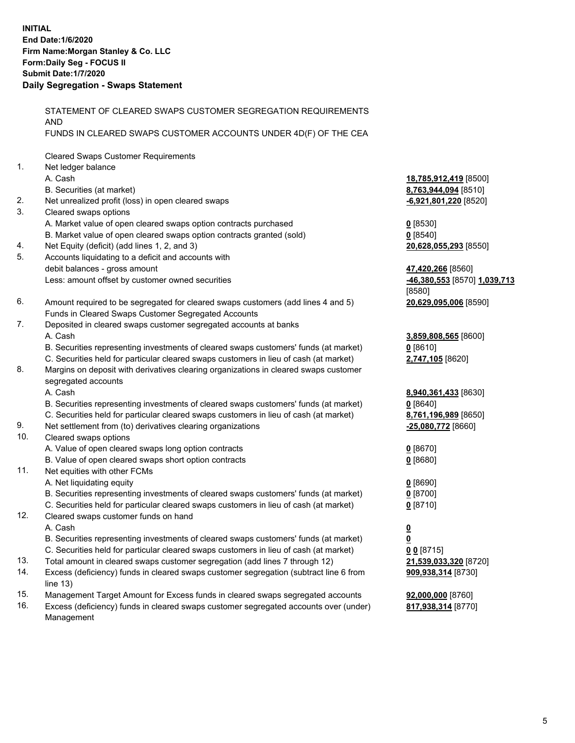**INITIAL**
**End Date:1/6/2020**
**Firm Name:Morgan Stanley & Co. LLC**
**Form:Daily Seg - FOCUS II**
**Submit Date:1/7/2020**
**Daily Segregation - Swaps Statement**

STATEMENT OF CLEARED SWAPS CUSTOMER SEGREGATION REQUIREMENTS AND FUNDS IN CLEARED SWAPS CUSTOMER ACCOUNTS UNDER 4D(F) OF THE CEA

| | | |
|---|---|---|
| | Cleared Swaps Customer Requirements | |
| 1. | Net ledger balance | |
| | A. Cash | **18,785,912,419** [8500] |
| | B. Securities (at market) | **8,763,944,094** [8510] |
| 2. | Net unrealized profit (loss) in open cleared swaps | **-6,921,801,220** [8520] |
| 3. | Cleared swaps options | |
| | A. Market value of open cleared swaps option contracts purchased | **0** [8530] |
| | B. Market value of open cleared swaps option contracts granted (sold) | **0** [8540] |
| 4. | Net Equity (deficit) (add lines 1, 2, and 3) | **20,628,055,293** [8550] |
| 5. | Accounts liquidating to a deficit and accounts with debit balances - gross amount | **47,420,266** [8560] |
| | Less: amount offset by customer owned securities | **-46,380,553** [8570] **1,039,713** [8580] |
| 6. | Amount required to be segregated for cleared swaps customers (add lines 4 and 5) | **20,629,095,006** [8590] |
| | Funds in Cleared Swaps Customer Segregated Accounts | |
| 7. | Deposited in cleared swaps customer segregated accounts at banks | |
| | A. Cash | **3,859,808,565** [8600] |
| | B. Securities representing investments of cleared swaps customers' funds (at market) | **0** [8610] |
| | C. Securities held for particular cleared swaps customers in lieu of cash (at market) | **2,747,105** [8620] |
| 8. | Margins on deposit with derivatives clearing organizations in cleared swaps customer segregated accounts | |
| | A. Cash | **8,940,361,433** [8630] |
| | B. Securities representing investments of cleared swaps customers' funds (at market) | **0** [8640] |
| | C. Securities held for particular cleared swaps customers in lieu of cash (at market) | **8,761,196,989** [8650] |
| 9. | Net settlement from (to) derivatives clearing organizations | **-25,080,772** [8660] |
| 10. | Cleared swaps options | |
| | A. Value of open cleared swaps long option contracts | **0** [8670] |
| | B. Value of open cleared swaps short option contracts | **0** [8680] |
| 11. | Net equities with other FCMs | |
| | A. Net liquidating equity | **0** [8690] |
| | B. Securities representing investments of cleared swaps customers' funds (at market) | **0** [8700] |
| | C. Securities held for particular cleared swaps customers in lieu of cash (at market) | **0** [8710] |
| 12. | Cleared swaps customer funds on hand | |
| | A. Cash | **0** |
| | B. Securities representing investments of cleared swaps customers' funds (at market) | **0** |
| | C. Securities held for particular cleared swaps customers in lieu of cash (at market) | **0** **0** [8715] |
| 13. | Total amount in cleared swaps customer segregation (add lines 7 through 12) | **21,539,033,320** [8720] |
| 14. | Excess (deficiency) funds in cleared swaps customer segregation (subtract line 6 from line 13) | **909,938,314** [8730] |
| 15. | Management Target Amount for Excess funds in cleared swaps segregated accounts | **92,000,000** [8760] |
| 16. | Excess (deficiency) funds in cleared swaps customer segregated accounts over (under) Management | **817,938,314** [8770] |